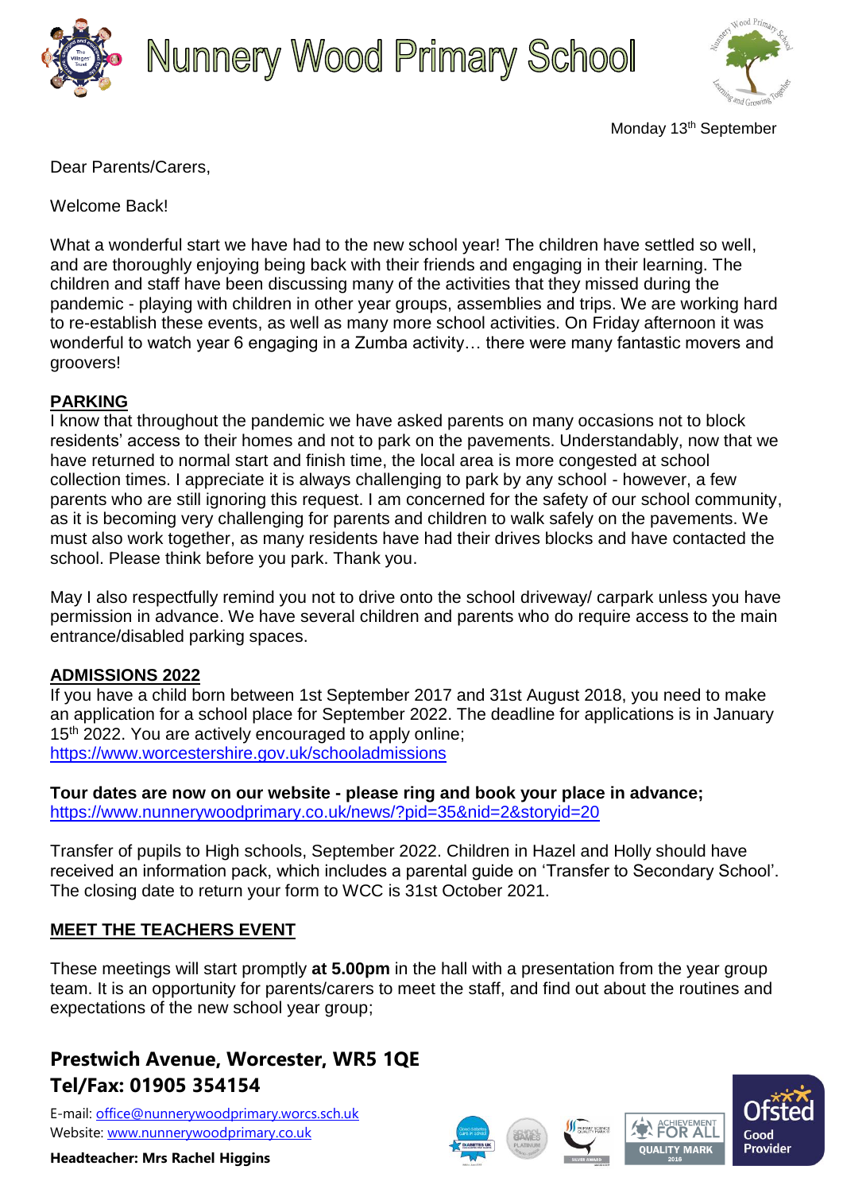# Nunnery Wood Primary School

Monday 13th September

Dear Parents/Carers,

Welcome Back!

What a wonderful start we have had to the new school year! The children have settled so well, and are thoroughly enjoying being back with their friends and engaging in their learning. The children and staff have been discussing many of the activities that they missed during the pandemic - playing with children in other year groups, assemblies and trips. We are working hard to re-establish these events, as well as many more school activities. On Friday afternoon it was wonderful to watch year 6 engaging in a Zumba activity… there were many fantastic movers and groovers!

## PARKING

I know that throughout the pandemic we have asked parents on many occasions not to block residents' access to their homes and not to park on the pavements. Understandably, now that we have returned to normal start and finish time, the local area is more congested at school collection times. I appreciate it is always challenging to park by any school - however, a few parents who are still ignoring this request. I am concerned for the safety of our school community, as it is becoming very challenging for parents and children to walk safely on the pavements. We must also work together, as many residents have had their drives blocks and have contacted the school. Please think before you park. Thank you.

May I also respectfully remind you not to drive onto the school driveway/ carpark unless you have permission in advance. We have several children and parents who do require access to the main entrance/disabled parking spaces.

## ADMISSIONS 2022

If you have a child born between 1st September 2017 and 31st August 2018, you need to make an application for a school place for September 2022. The deadline for applications is in January 15th 2022. You are actively encouraged to apply online;
https://www.worcestershire.gov.uk/schooladmissions

**Tour dates are now on our website - please ring and book your place in advance;**
https://www.nunnerywoodprimary.co.uk/news/?pid=35&nid=2&storyid=20

Transfer of pupils to High schools, September 2022. Children in Hazel and Holly should have received an information pack, which includes a parental guide on 'Transfer to Secondary School'. The closing date to return your form to WCC is 31st October 2021.

## MEET THE TEACHERS EVENT

These meetings will start promptly **at 5.00pm** in the hall with a presentation from the year group team. It is an opportunity for parents/carers to meet the staff, and find out about the routines and expectations of the new school year group;

**Prestwich Avenue, Worcester, WR5 1QE**
**Tel/Fax: 01905 354154**

E-mail: office@nunnerywoodprimary.worcs.sch.uk
Website: www.nunnerywoodprimary.co.uk

**Headteacher: Mrs Rachel Higgins**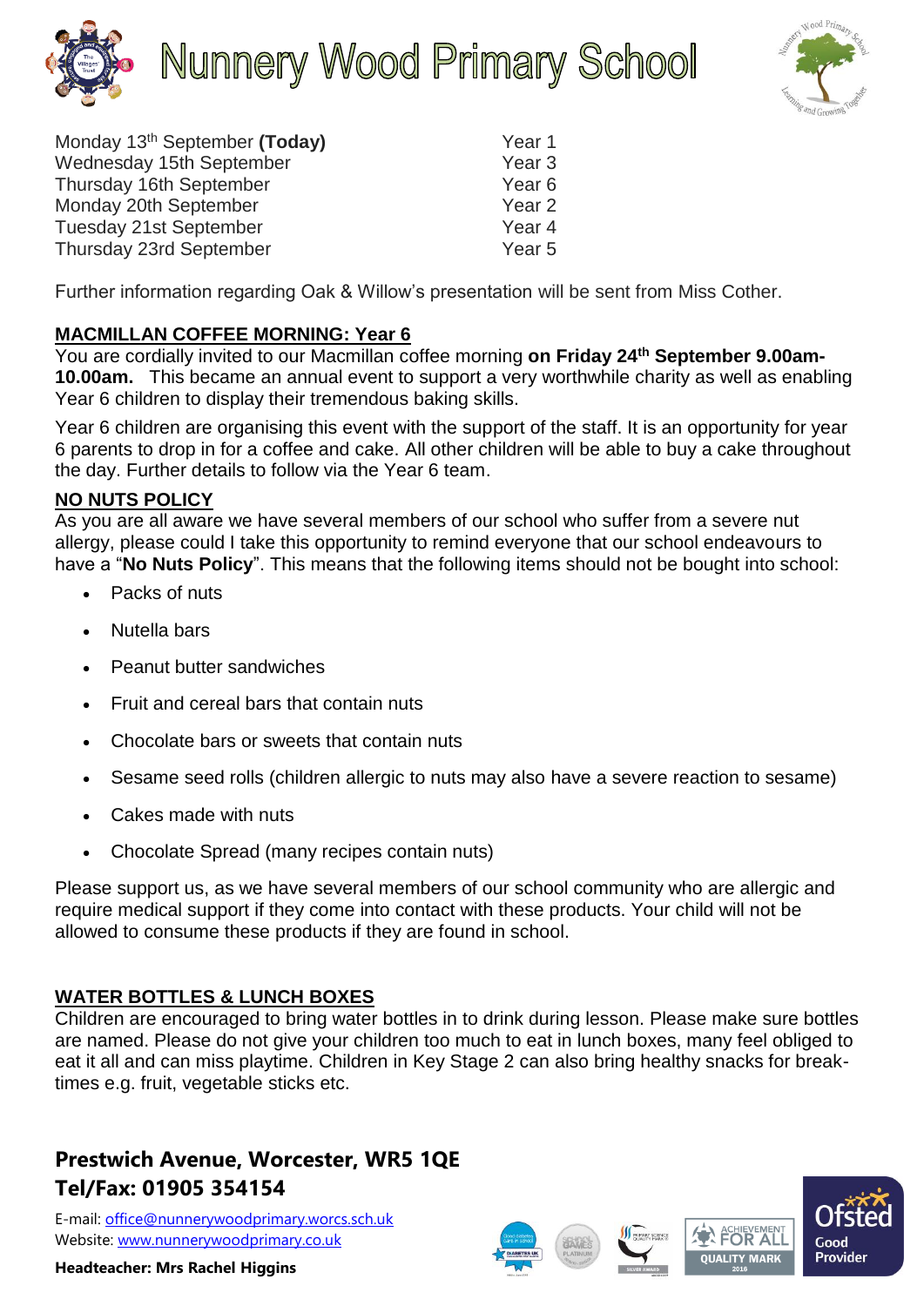| | |
|---|---|
| Monday 13th September **(Today)** | Year 1 |
| Wednesday 15th September | Year 3 |
| Thursday 16th September | Year 6 |
| Monday 20th September | Year 2 |
| Tuesday 21st September | Year 4 |
| Thursday 23rd September | Year 5 |

Further information regarding Oak & Willow's presentation will be sent from Miss Cother.

## MACMILLAN COFFEE MORNING: Year 6

You are cordially invited to our Macmillan coffee morning **on Friday 24th September 9.00am-10.00am.** This became an annual event to support a very worthwhile charity as well as enabling Year 6 children to display their tremendous baking skills.

Year 6 children are organising this event with the support of the staff. It is an opportunity for year 6 parents to drop in for a coffee and cake. All other children will be able to buy a cake throughout the day. Further details to follow via the Year 6 team.

## NO NUTS POLICY

As you are all aware we have several members of our school who suffer from a severe nut allergy, please could I take this opportunity to remind everyone that our school endeavours to have a "**No Nuts Policy**". This means that the following items should not be bought into school:

- Packs of nuts
- Nutella bars
- Peanut butter sandwiches
- Fruit and cereal bars that contain nuts
- Chocolate bars or sweets that contain nuts
- Sesame seed rolls (children allergic to nuts may also have a severe reaction to sesame)
- Cakes made with nuts
- Chocolate Spread (many recipes contain nuts)

Please support us, as we have several members of our school community who are allergic and require medical support if they come into contact with these products. Your child will not be allowed to consume these products if they are found in school.

## WATER BOTTLES & LUNCH BOXES

Children are encouraged to bring water bottles in to drink during lesson. Please make sure bottles are named. Please do not give your children too much to eat in lunch boxes, many feel obliged to eat it all and can miss playtime. Children in Key Stage 2 can also bring healthy snacks for break-times e.g. fruit, vegetable sticks etc.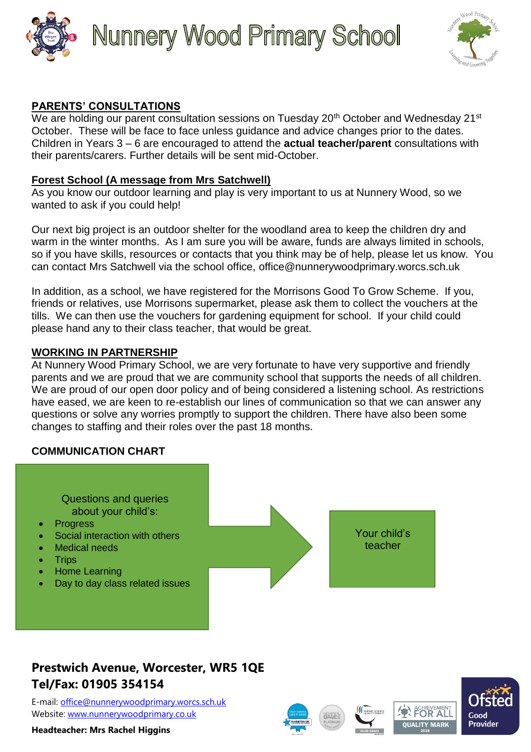# Nunnery Wood Primary School

## PARENTS' CONSULTATIONS

We are holding our parent consultation sessions on Tuesday 20th October and Wednesday 21st October. These will be face to face unless guidance and advice changes prior to the dates. Children in Years 3 – 6 are encouraged to attend the **actual teacher/parent** consultations with their parents/carers. Further details will be sent mid-October.

## Forest School (A message from Mrs Satchwell)

As you know our outdoor learning and play is very important to us at Nunnery Wood, so we wanted to ask if you could help!

Our next big project is an outdoor shelter for the woodland area to keep the children dry and warm in the winter months. As I am sure you will be aware, funds are always limited in schools, so if you have skills, resources or contacts that you think may be of help, please let us know. You can contact Mrs Satchwell via the school office, office@nunnerywoodprimary.worcs.sch.uk

In addition, as a school, we have registered for the Morrisons Good To Grow Scheme. If you, friends or relatives, use Morrisons supermarket, please ask them to collect the vouchers at the tills. We can then use the vouchers for gardening equipment for school. If your child could please hand any to their class teacher, that would be great.

## WORKING IN PARTNERSHIP

At Nunnery Wood Primary School, we are very fortunate to have very supportive and friendly parents and we are proud that we are community school that supports the needs of all children. We are proud of our open door policy and of being considered a listening school. As restrictions have eased, we are keen to re-establish our lines of communication so that we can answer any questions or solve any worries promptly to support the children. There have also been some changes to staffing and their roles over the past 18 months.

**COMMUNICATION CHART**

Questions and queries about your child's:

- Progress
- Social interaction with others
- Medical needs
- Trips
- Home Learning
- Day to day class related issues

→ Your child's teacher

**Prestwich Avenue, Worcester, WR5 1QE**
**Tel/Fax: 01905 354154**

E-mail: office@nunnerywoodprimary.worcs.sch.uk
Website: www.nunnerywoodprimary.co.uk

**Headteacher: Mrs Rachel Higgins**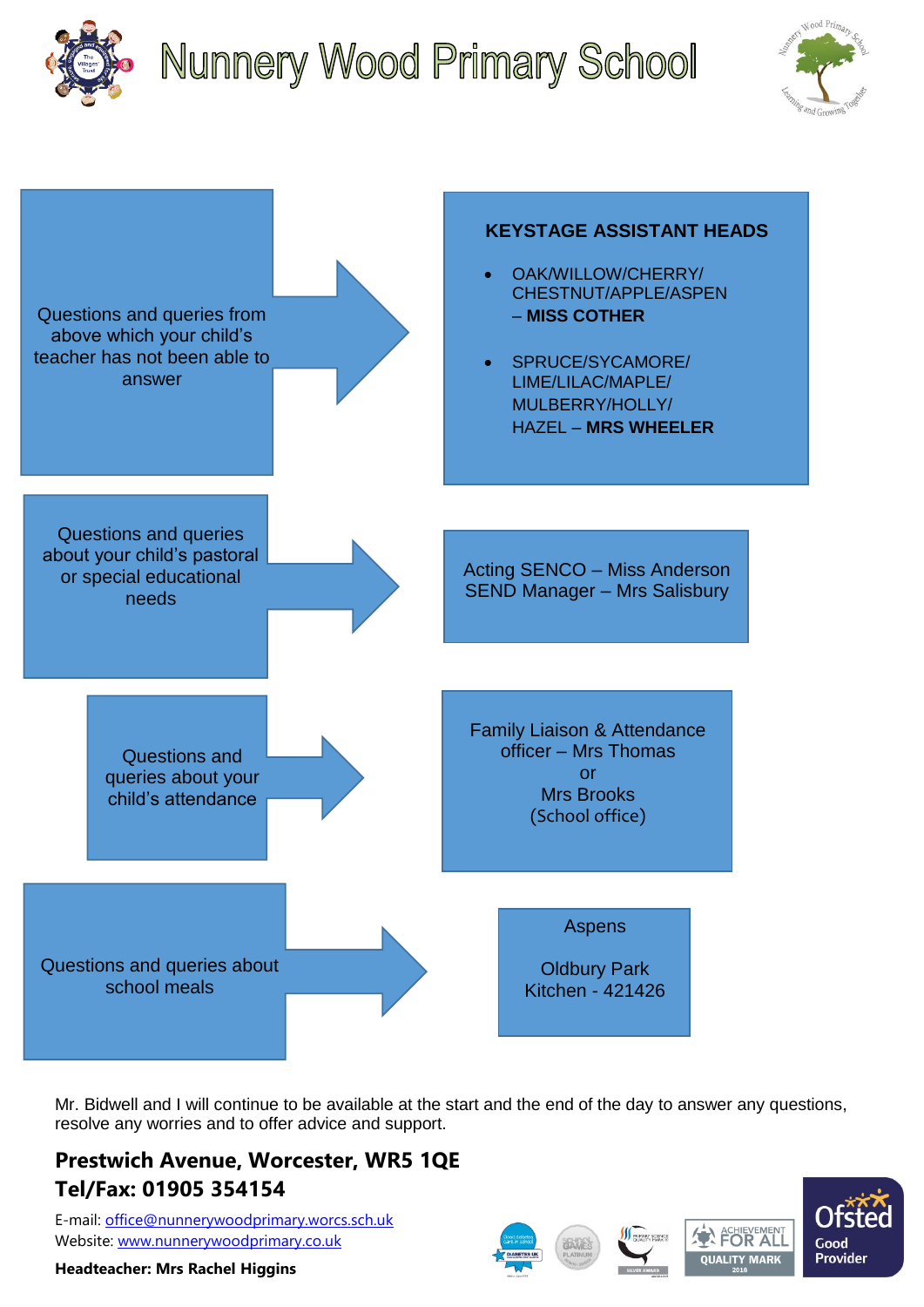# Nunnery Wood Primary School

Questions and queries from above which your child's teacher has not been able to answer

**KEYSTAGE ASSISTANT HEADS**

- OAK/WILLOW/CHERRY/ CHESTNUT/APPLE/ASPEN – **MISS COTHER**
- SPRUCE/SYCAMORE/ LIME/LILAC/MAPLE/ MULBERRY/HOLLY/ HAZEL – **MRS WHEELER**

Questions and queries about your child's pastoral or special educational needs

Acting SENCO – Miss Anderson
SEND Manager – Mrs Salisbury

Questions and queries about your child's attendance

Family Liaison & Attendance officer – Mrs Thomas
or
Mrs Brooks
(School office)

Questions and queries about school meals

Aspens

Oldbury Park Kitchen - 421426

Mr. Bidwell and I will continue to be available at the start and the end of the day to answer any questions, resolve any worries and to offer advice and support.

**Prestwich Avenue, Worcester, WR5 1QE**
**Tel/Fax: 01905 354154**

E-mail: office@nunnerywoodprimary.worcs.sch.uk
Website: www.nunnerywoodprimary.co.uk

**Headteacher: Mrs Rachel Higgins**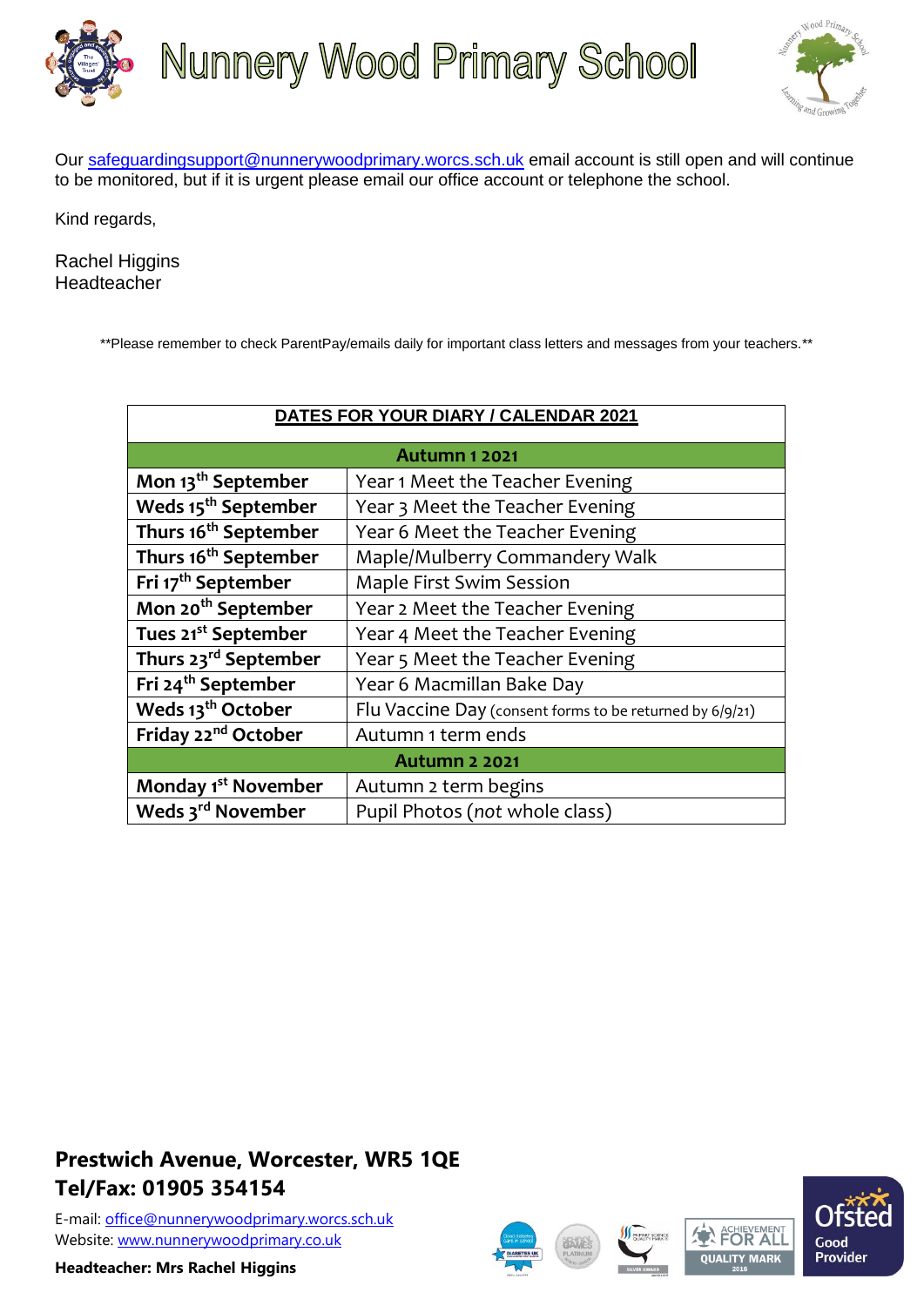# Nunnery Wood Primary School

Our safeguardingsupport@nunnerywoodprimary.worcs.sch.uk email account is still open and will continue to be monitored, but if it is urgent please email our office account or telephone the school.

Kind regards,

Rachel Higgins
Headteacher

**Please remember to check ParentPay/emails daily for important class letters and messages from your teachers.**

| **DATES FOR YOUR DIARY / CALENDAR 2021** | |
|---|---|
| **Autumn 1 2021** | |
| **Mon 13th September** | Year 1 Meet the Teacher Evening |
| **Weds 15th September** | Year 3 Meet the Teacher Evening |
| **Thurs 16th September** | Year 6 Meet the Teacher Evening |
| **Thurs 16th September** | Maple/Mulberry Commandery Walk |
| **Fri 17th September** | Maple First Swim Session |
| **Mon 20th September** | Year 2 Meet the Teacher Evening |
| **Tues 21st September** | Year 4 Meet the Teacher Evening |
| **Thurs 23rd September** | Year 5 Meet the Teacher Evening |
| **Fri 24th September** | Year 6 Macmillan Bake Day |
| **Weds 13th October** | Flu Vaccine Day (consent forms to be returned by 6/9/21) |
| **Friday 22nd October** | Autumn 1 term ends |
| **Autumn 2 2021** | |
| **Monday 1st November** | Autumn 2 term begins |
| **Weds 3rd November** | Pupil Photos (*not* whole class) |

**Prestwich Avenue, Worcester, WR5 1QE**
**Tel/Fax: 01905 354154**

E-mail: office@nunnerywoodprimary.worcs.sch.uk
Website: www.nunnerywoodprimary.co.uk

**Headteacher: Mrs Rachel Higgins**